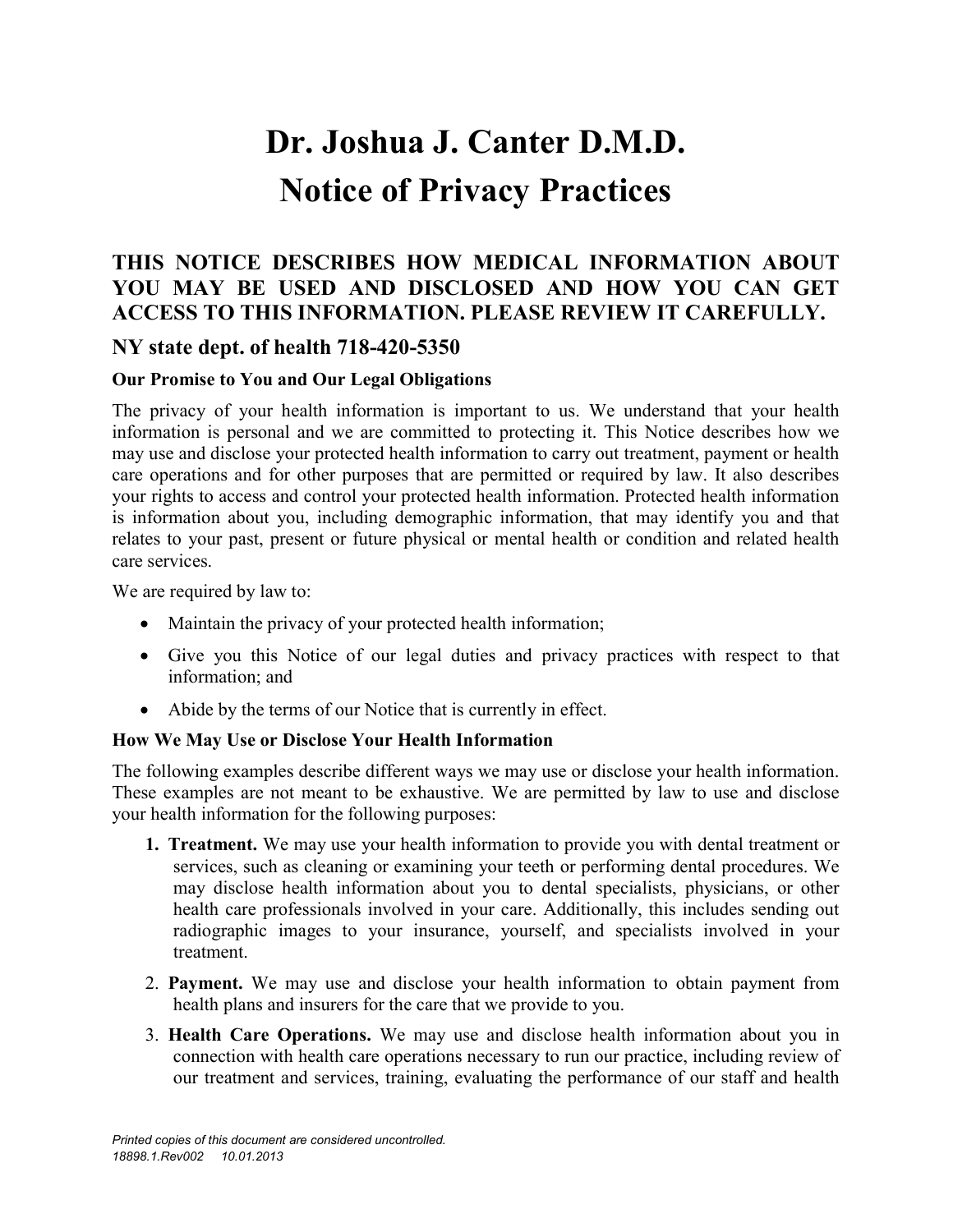# Dr. Joshua J. Canter D.M.D.
# Notice of Privacy Practices

## THIS NOTICE DESCRIBES HOW MEDICAL INFORMATION ABOUT YOU MAY BE USED AND DISCLOSED AND HOW YOU CAN GET ACCESS TO THIS INFORMATION. PLEASE REVIEW IT CAREFULLY.

### NY state dept. of health 718-420-5350

**Our Promise to You and Our Legal Obligations**

The privacy of your health information is important to us. We understand that your health information is personal and we are committed to protecting it. This Notice describes how we may use and disclose your protected health information to carry out treatment, payment or health care operations and for other purposes that are permitted or required by law. It also describes your rights to access and control your protected health information. Protected health information is information about you, including demographic information, that may identify you and that relates to your past, present or future physical or mental health or condition and related health care services.

We are required by law to:

- Maintain the privacy of your protected health information;
- Give you this Notice of our legal duties and privacy practices with respect to that information; and
- Abide by the terms of our Notice that is currently in effect.

**How We May Use or Disclose Your Health Information**

The following examples describe different ways we may use or disclose your health information. These examples are not meant to be exhaustive. We are permitted by law to use and disclose your health information for the following purposes:

1. **Treatment.** We may use your health information to provide you with dental treatment or services, such as cleaning or examining your teeth or performing dental procedures. We may disclose health information about you to dental specialists, physicians, or other health care professionals involved in your care. Additionally, this includes sending out radiographic images to your insurance, yourself, and specialists involved in your treatment.
2. **Payment.** We may use and disclose your health information to obtain payment from health plans and insurers for the care that we provide to you.
3. **Health Care Operations.** We may use and disclose health information about you in connection with health care operations necessary to run our practice, including review of our treatment and services, training, evaluating the performance of our staff and health

*Printed copies of this document are considered uncontrolled.*
*18898.1.Rev002 10.01.2013*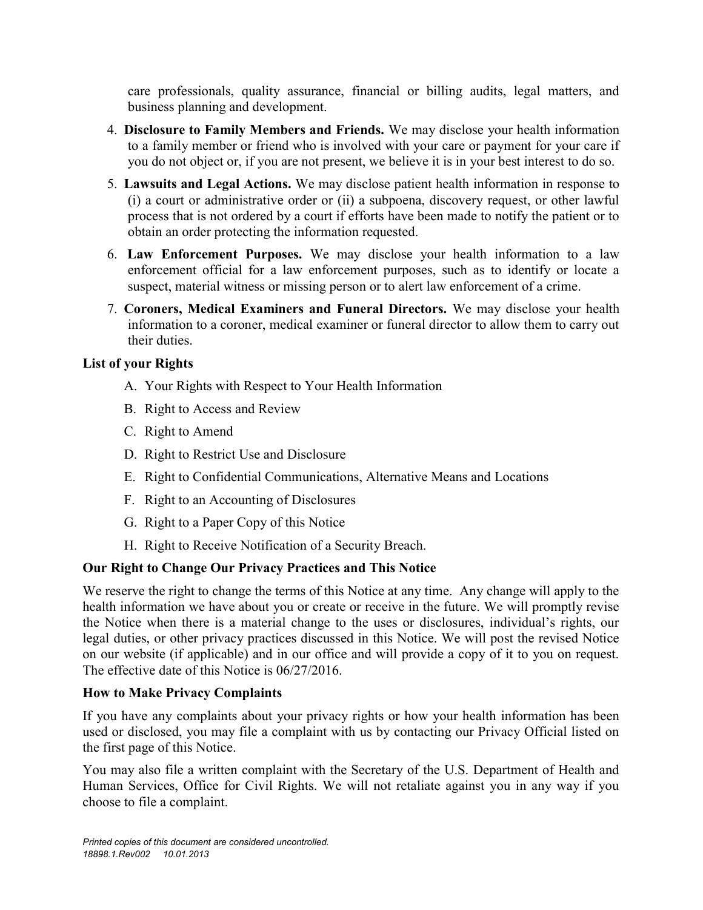care professionals, quality assurance, financial or billing audits, legal matters, and business planning and development.

4. **Disclosure to Family Members and Friends.** We may disclose your health information to a family member or friend who is involved with your care or payment for your care if you do not object or, if you are not present, we believe it is in your best interest to do so.
5. **Lawsuits and Legal Actions.** We may disclose patient health information in response to (i) a court or administrative order or (ii) a subpoena, discovery request, or other lawful process that is not ordered by a court if efforts have been made to notify the patient or to obtain an order protecting the information requested.
6. **Law Enforcement Purposes.** We may disclose your health information to a law enforcement official for a law enforcement purposes, such as to identify or locate a suspect, material witness or missing person or to alert law enforcement of a crime.
7. **Coroners, Medical Examiners and Funeral Directors.** We may disclose your health information to a coroner, medical examiner or funeral director to allow them to carry out their duties.

**List of your Rights**

A. Your Rights with Respect to Your Health Information
B. Right to Access and Review
C. Right to Amend
D. Right to Restrict Use and Disclosure
E. Right to Confidential Communications, Alternative Means and Locations
F. Right to an Accounting of Disclosures
G. Right to a Paper Copy of this Notice
H. Right to Receive Notification of a Security Breach.

**Our Right to Change Our Privacy Practices and This Notice**

We reserve the right to change the terms of this Notice at any time. Any change will apply to the health information we have about you or create or receive in the future. We will promptly revise the Notice when there is a material change to the uses or disclosures, individual's rights, our legal duties, or other privacy practices discussed in this Notice. We will post the revised Notice on our website (if applicable) and in our office and will provide a copy of it to you on request. The effective date of this Notice is 06/27/2016.

**How to Make Privacy Complaints**

If you have any complaints about your privacy rights or how your health information has been used or disclosed, you may file a complaint with us by contacting our Privacy Official listed on the first page of this Notice.

You may also file a written complaint with the Secretary of the U.S. Department of Health and Human Services, Office for Civil Rights. We will not retaliate against you in any way if you choose to file a complaint.

*Printed copies of this document are considered uncontrolled.*
*18898.1.Rev002 10.01.2013*